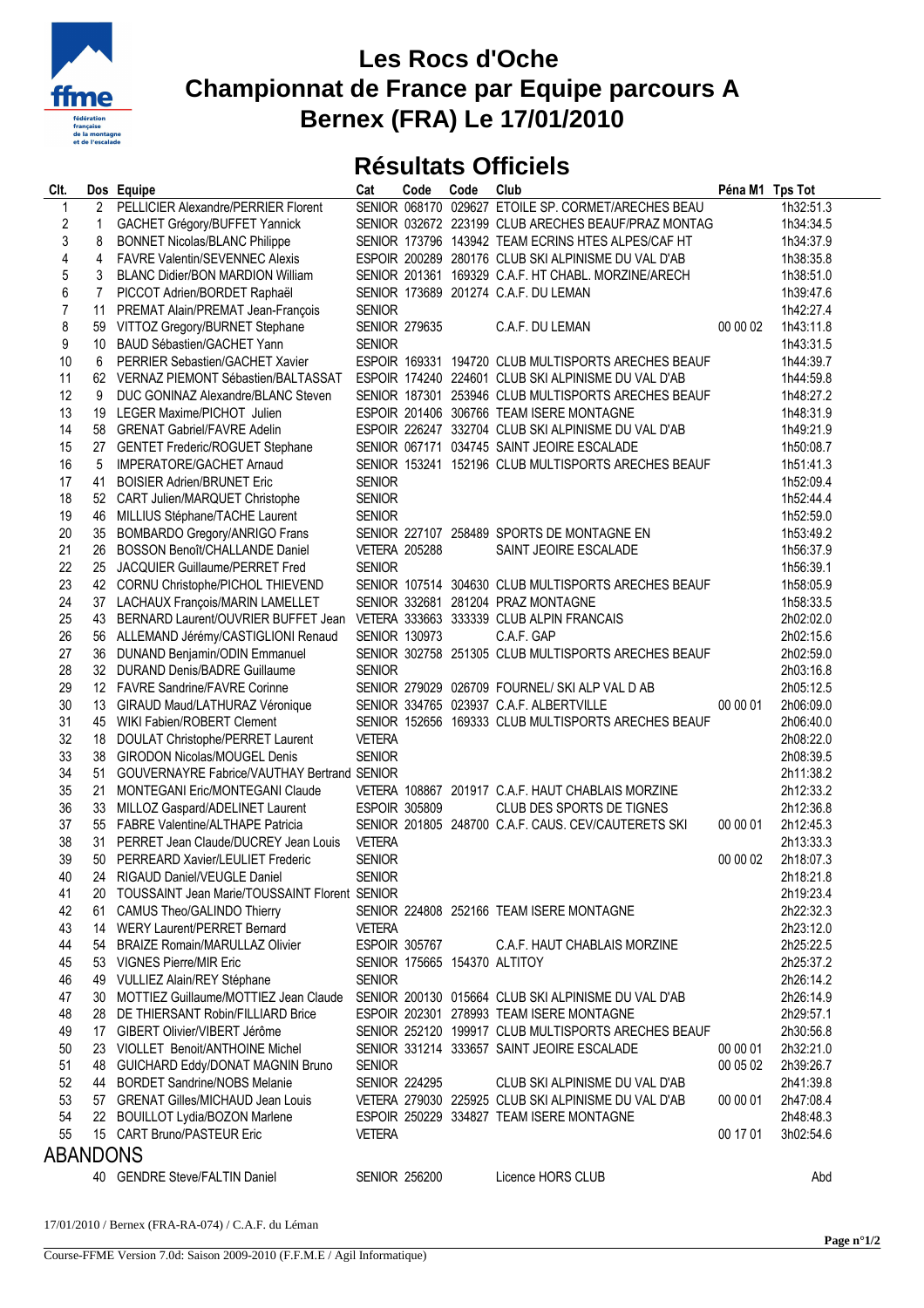# Les Rocs d'Oche
# Championnat de France par Equipe parcours A
# Bernex (FRA) Le 17/01/2010

## Résultats Officiels

| Clt. | Dos | Equipe | Cat | Code | Code | Club | Péna M1 | Tps Tot |
|---|---|---|---|---|---|---|---|---|
| 1 | 2 | PELLICIER Alexandre/PERRIER Florent | SENIOR | 068170 | 029627 | ETOILE SP. CORMET/ARECHES BEAU | | 1h32:51.3 |
| 2 | 1 | GACHET Grégory/BUFFET Yannick | SENIOR | 032672 | 223199 | CLUB ARECHES BEAUF/PRAZ MONTAG | | 1h34:34.5 |
| 3 | 8 | BONNET Nicolas/BLANC Philippe | SENIOR | 173796 | 143942 | TEAM ECRINS HTES ALPES/CAF HT | | 1h34:37.9 |
| 4 | 4 | FAVRE Valentin/SEVENNEC Alexis | ESPOIR | 200289 | 280176 | CLUB SKI ALPINISME DU VAL D'AB | | 1h38:35.8 |
| 5 | 3 | BLANC Didier/BON MARDION William | SENIOR | 201361 | 169329 | C.A.F. HT CHABL. MORZINE/ARECH | | 1h38:51.0 |
| 6 | 7 | PICCOT Adrien/BORDET Raphaël | SENIOR | 173689 | 201274 | C.A.F. DU LEMAN | | 1h39:47.6 |
| 7 | 11 | PREMAT Alain/PREMAT Jean-François | SENIOR | | | | | 1h42:27.4 |
| 8 | 59 | VITTOZ Gregory/BURNET Stephane | SENIOR | 279635 | | C.A.F. DU LEMAN | 00 00 02 | 1h43:11.8 |
| 9 | 10 | BAUD Sébastien/GACHET Yann | SENIOR | | | | | 1h43:31.5 |
| 10 | 6 | PERRIER Sebastien/GACHET Xavier | ESPOIR | 169331 | 194720 | CLUB MULTISPORTS ARECHES BEAUF | | 1h44:39.7 |
| 11 | 62 | VERNAZ PIEMONT Sébastien/BALTASSAT | ESPOIR | 174240 | 224601 | CLUB SKI ALPINISME DU VAL D'AB | | 1h44:59.8 |
| 12 | 9 | DUC GONINAZ Alexandre/BLANC Steven | SENIOR | 187301 | 253946 | CLUB MULTISPORTS ARECHES BEAUF | | 1h48:27.2 |
| 13 | 19 | LEGER Maxime/PICHOT Julien | ESPOIR | 201406 | 306766 | TEAM ISERE MONTAGNE | | 1h48:31.9 |
| 14 | 58 | GRENAT Gabriel/FAVRE Adelin | ESPOIR | 226247 | 332704 | CLUB SKI ALPINISME DU VAL D'AB | | 1h49:21.9 |
| 15 | 27 | GENTET Frederic/ROGUET Stephane | SENIOR | 067171 | 034745 | SAINT JEOIRE ESCALADE | | 1h50:08.7 |
| 16 | 5 | IMPERATORE/GACHET Arnaud | SENIOR | 153241 | 152196 | CLUB MULTISPORTS ARECHES BEAUF | | 1h51:41.3 |
| 17 | 41 | BOISIER Adrien/BRUNET Eric | SENIOR | | | | | 1h52:09.4 |
| 18 | 52 | CART Julien/MARQUET Christophe | SENIOR | | | | | 1h52:44.4 |
| 19 | 46 | MILLIUS Stéphane/TACHE Laurent | SENIOR | | | | | 1h52:59.0 |
| 20 | 35 | BOMBARDO Gregory/ANRIGO Frans | SENIOR | 227107 | 258489 | SPORTS DE MONTAGNE EN | | 1h53:49.2 |
| 21 | 26 | BOSSON Benoît/CHALLANDE Daniel | VETERA | 205288 | | SAINT JEOIRE ESCALADE | | 1h56:37.9 |
| 22 | 25 | JACQUIER Guillaume/PERRET Fred | SENIOR | | | | | 1h56:39.1 |
| 23 | 42 | CORNU Christophe/PICHOL THIEVEND | SENIOR | 107514 | 304630 | CLUB MULTISPORTS ARECHES BEAUF | | 1h58:05.9 |
| 24 | 37 | LACHAUX François/MARIN LAMELLET | SENIOR | 332681 | 281204 | PRAZ MONTAGNE | | 1h58:33.5 |
| 25 | 43 | BERNARD Laurent/OUVRIER BUFFET Jean | VETERA | 333663 | 333339 | CLUB ALPIN FRANCAIS | | 2h02:02.0 |
| 26 | 56 | ALLEMAND Jérémy/CASTIGLIONI Renaud | SENIOR | 130973 | | C.A.F. GAP | | 2h02:15.6 |
| 27 | 36 | DUNAND Benjamin/ODIN Emmanuel | SENIOR | 302758 | 251305 | CLUB MULTISPORTS ARECHES BEAUF | | 2h02:59.0 |
| 28 | 32 | DURAND Denis/BADRE Guillaume | SENIOR | | | | | 2h03:16.8 |
| 29 | 12 | FAVRE Sandrine/FAVRE Corinne | SENIOR | 279029 | 026709 | FOURNEL/ SKI ALP VAL D AB | | 2h05:12.5 |
| 30 | 13 | GIRAUD Maud/LATHURAZ Véronique | SENIOR | 334765 | 023937 | C.A.F. ALBERTVILLE | 00 00 01 | 2h06:09.0 |
| 31 | 45 | WIKI Fabien/ROBERT Clement | SENIOR | 152656 | 169333 | CLUB MULTISPORTS ARECHES BEAUF | | 2h06:40.0 |
| 32 | 18 | DOULAT Christophe/PERRET Laurent | VETERA | | | | | 2h08:22.0 |
| 33 | 38 | GIRODON Nicolas/MOUGEL Denis | SENIOR | | | | | 2h08:39.5 |
| 34 | 51 | GOUVERNAYRE Fabrice/VAUTHAY Bertrand | SENIOR | | | | | 2h11:38.2 |
| 35 | 21 | MONTEGANI Eric/MONTEGANI Claude | VETERA | 108867 | 201917 | C.A.F. HAUT CHABLAIS MORZINE | | 2h12:33.2 |
| 36 | 33 | MILLOZ Gaspard/ADELINET Laurent | ESPOIR | 305809 | | CLUB DES SPORTS DE TIGNES | | 2h12:36.8 |
| 37 | 55 | FABRE Valentine/ALTHAPE Patricia | SENIOR | 201805 | 248700 | C.A.F. CAUS. CEV/CAUTERETS SKI | 00 00 01 | 2h12:45.3 |
| 38 | 31 | PERRET Jean Claude/DUCREY Jean Louis | VETERA | | | | | 2h13:33.3 |
| 39 | 50 | PERREARD Xavier/LEULIET Frederic | SENIOR | | | | 00 00 02 | 2h18:07.3 |
| 40 | 24 | RIGAUD Daniel/VEUGLE Daniel | SENIOR | | | | | 2h18:21.8 |
| 41 | 20 | TOUSSAINT Jean Marie/TOUSSAINT Florent | SENIOR | | | | | 2h19:23.4 |
| 42 | 61 | CAMUS Theo/GALINDO Thierry | SENIOR | 224808 | 252166 | TEAM ISERE MONTAGNE | | 2h22:32.3 |
| 43 | 14 | WERY Laurent/PERRET Bernard | VETERA | | | | | 2h23:12.0 |
| 44 | 54 | BRAIZE Romain/MARULLAZ Olivier | ESPOIR | 305767 | | C.A.F. HAUT CHABLAIS MORZINE | | 2h25:22.5 |
| 45 | 53 | VIGNES Pierre/MIR Eric | SENIOR | 175665 | 154370 | ALTITOY | | 2h25:37.2 |
| 46 | 49 | VULLIEZ Alain/REY Stéphane | SENIOR | | | | | 2h26:14.2 |
| 47 | 30 | MOTTIEZ Guillaume/MOTTIEZ Jean Claude | SENIOR | 200130 | 015664 | CLUB SKI ALPINISME DU VAL D'AB | | 2h26:14.9 |
| 48 | 28 | DE THIERSANT Robin/FILLIARD Brice | ESPOIR | 202301 | 278993 | TEAM ISERE MONTAGNE | | 2h29:57.1 |
| 49 | 17 | GIBERT Olivier/VIBERT Jérôme | SENIOR | 252120 | 199917 | CLUB MULTISPORTS ARECHES BEAUF | | 2h30:56.8 |
| 50 | 23 | VIOLLET Benoit/ANTHOINE Michel | SENIOR | 331214 | 333657 | SAINT JEOIRE ESCALADE | 00 00 01 | 2h32:21.0 |
| 51 | 48 | GUICHARD Eddy/DONAT MAGNIN Bruno | SENIOR | | | | 00 05 02 | 2h39:26.7 |
| 52 | 44 | BORDET Sandrine/NOBS Melanie | SENIOR | 224295 | | CLUB SKI ALPINISME DU VAL D'AB | | 2h41:39.8 |
| 53 | 57 | GRENAT Gilles/MICHAUD Jean Louis | VETERA | 279030 | 225925 | CLUB SKI ALPINISME DU VAL D'AB | 00 00 01 | 2h47:08.4 |
| 54 | 22 | BOUILLOT Lydia/BOZON Marlene | ESPOIR | 250229 | 334827 | TEAM ISERE MONTAGNE | | 2h48:48.3 |
| 55 | 15 | CART Bruno/PASTEUR Eric | VETERA | | | | 00 17 01 | 3h02:54.6 |

## ABANDONS

| Clt. | Dos | Equipe | Cat | Code | Code | Club | Péna M1 | Tps Tot |
|---|---|---|---|---|---|---|---|---|
| | 40 | GENDRE Steve/FALTIN Daniel | SENIOR | 256200 | | Licence HORS CLUB | | Abd |

17/01/2010 / Bernex (FRA-RA-074) / C.A.F. du Léman

Course-FFME Version 7.0d: Saison 2009-2010 (F.F.M.E / Agil Informatique)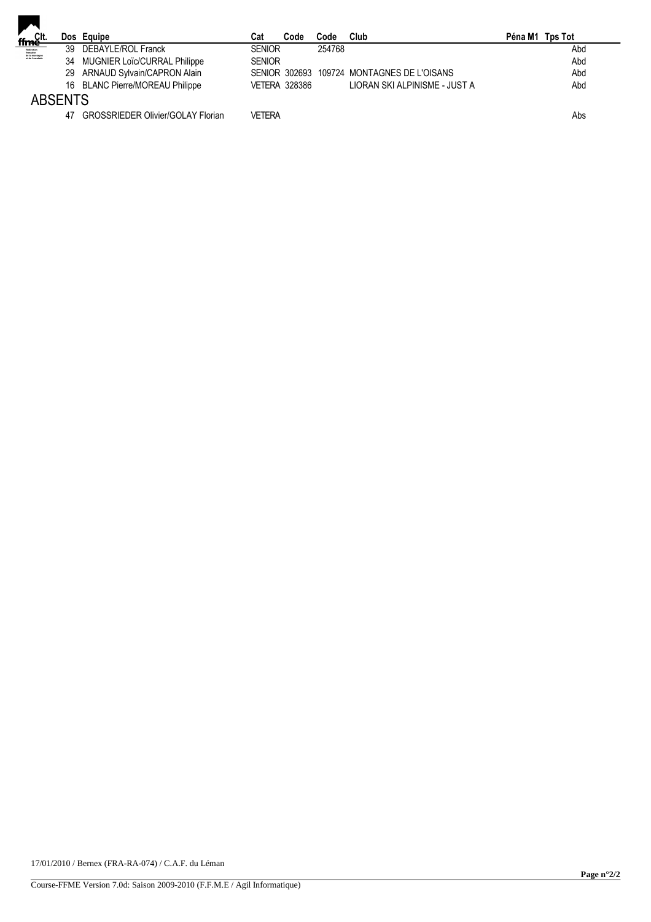| Clt. | Dos | Equipe | Cat | Code | Code | Club | Péna M1 | Tps Tot |
|---|---|---|---|---|---|---|---|---|
| | 39 | DEBAYLE/ROL Franck | SENIOR | | 254768 | | | Abd |
| | 34 | MUGNIER Loïc/CURRAL Philippe | SENIOR | | | | | Abd |
| | 29 | ARNAUD Sylvain/CAPRON Alain | SENIOR | 302693 | 109724 | MONTAGNES DE L'OISANS | | Abd |
| | 16 | BLANC Pierre/MOREAU Philippe | VETERA | 328386 | | LIORAN SKI ALPINISME - JUST A | | Abd |

## ABSENTS

| Clt. | Dos | Equipe | Cat | Code | Code | Club | Péna M1 | Tps Tot |
|---|---|---|---|---|---|---|---|---|
| | 47 | GROSSRIEDER Olivier/GOLAY Florian | VETERA | | | | | Abs |

17/01/2010 / Bernex (FRA-RA-074) / C.A.F. du Léman

Course-FFME Version 7.0d: Saison 2009-2010 (F.F.M.E / Agil Informatique)